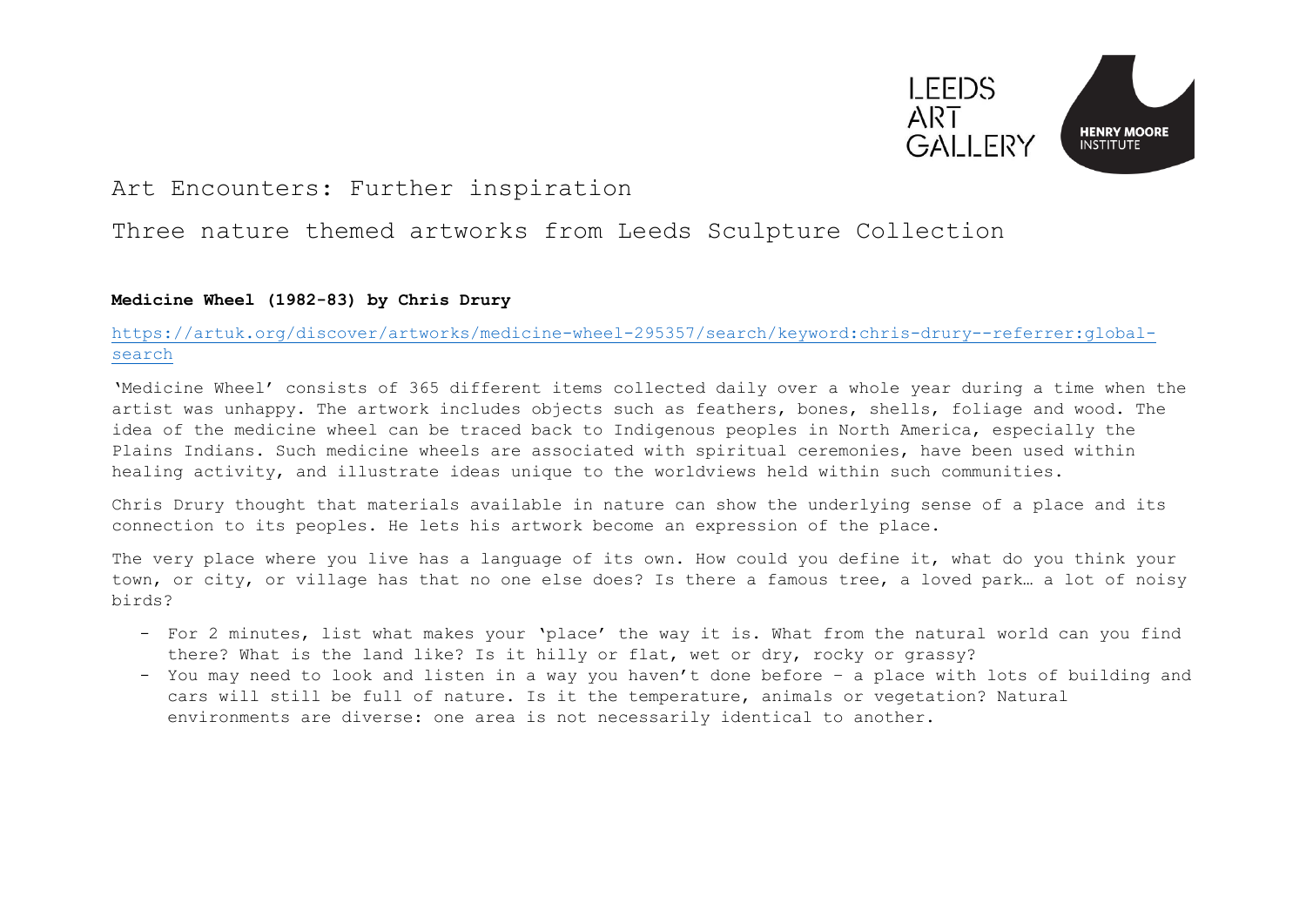# Art Encounters: Further inspiration

## Three nature themed artworks from Leeds Sculpture Collection

**Medicine Wheel (1982-83) by Chris Drury**

https://artuk.org/discover/artworks/medicine-wheel-295357/search/keyword:chris-drury--referrer:global-search

'Medicine Wheel' consists of 365 different items collected daily over a whole year during a time when the artist was unhappy. The artwork includes objects such as feathers, bones, shells, foliage and wood. The idea of the medicine wheel can be traced back to Indigenous peoples in North America, especially the Plains Indians. Such medicine wheels are associated with spiritual ceremonies, have been used within healing activity, and illustrate ideas unique to the worldviews held within such communities.

Chris Drury thought that materials available in nature can show the underlying sense of a place and its connection to its peoples. He lets his artwork become an expression of the place.

The very place where you live has a language of its own. How could you define it, what do you think your town, or city, or village has that no one else does? Is there a famous tree, a loved park… a lot of noisy birds?

- For 2 minutes, list what makes your 'place' the way it is. What from the natural world can you find there? What is the land like? Is it hilly or flat, wet or dry, rocky or grassy?
- You may need to look and listen in a way you haven't done before – a place with lots of building and cars will still be full of nature. Is it the temperature, animals or vegetation? Natural environments are diverse: one area is not necessarily identical to another.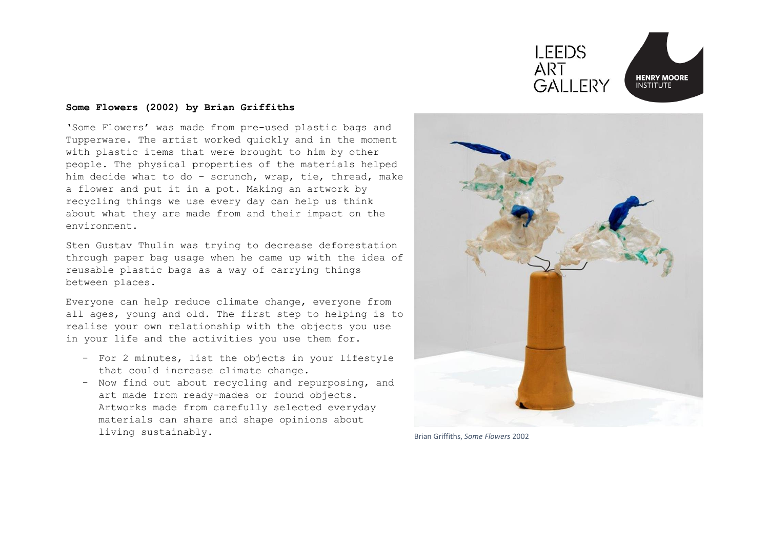**Some Flowers (2002) by Brian Griffiths**

'Some Flowers' was made from pre-used plastic bags and Tupperware. The artist worked quickly and in the moment with plastic items that were brought to him by other people. The physical properties of the materials helped him decide what to do – scrunch, wrap, tie, thread, make a flower and put it in a pot. Making an artwork by recycling things we use every day can help us think about what they are made from and their impact on the environment.

Sten Gustav Thulin was trying to decrease deforestation through paper bag usage when he came up with the idea of reusable plastic bags as a way of carrying things between places.

Everyone can help reduce climate change, everyone from all ages, young and old. The first step to helping is to realise your own relationship with the objects you use in your life and the activities you use them for.

- For 2 minutes, list the objects in your lifestyle that could increase climate change.
- Now find out about recycling and repurposing, and art made from ready-mades or found objects. Artworks made from carefully selected everyday materials can share and shape opinions about living sustainably.

Brian Griffiths, *Some Flowers* 2002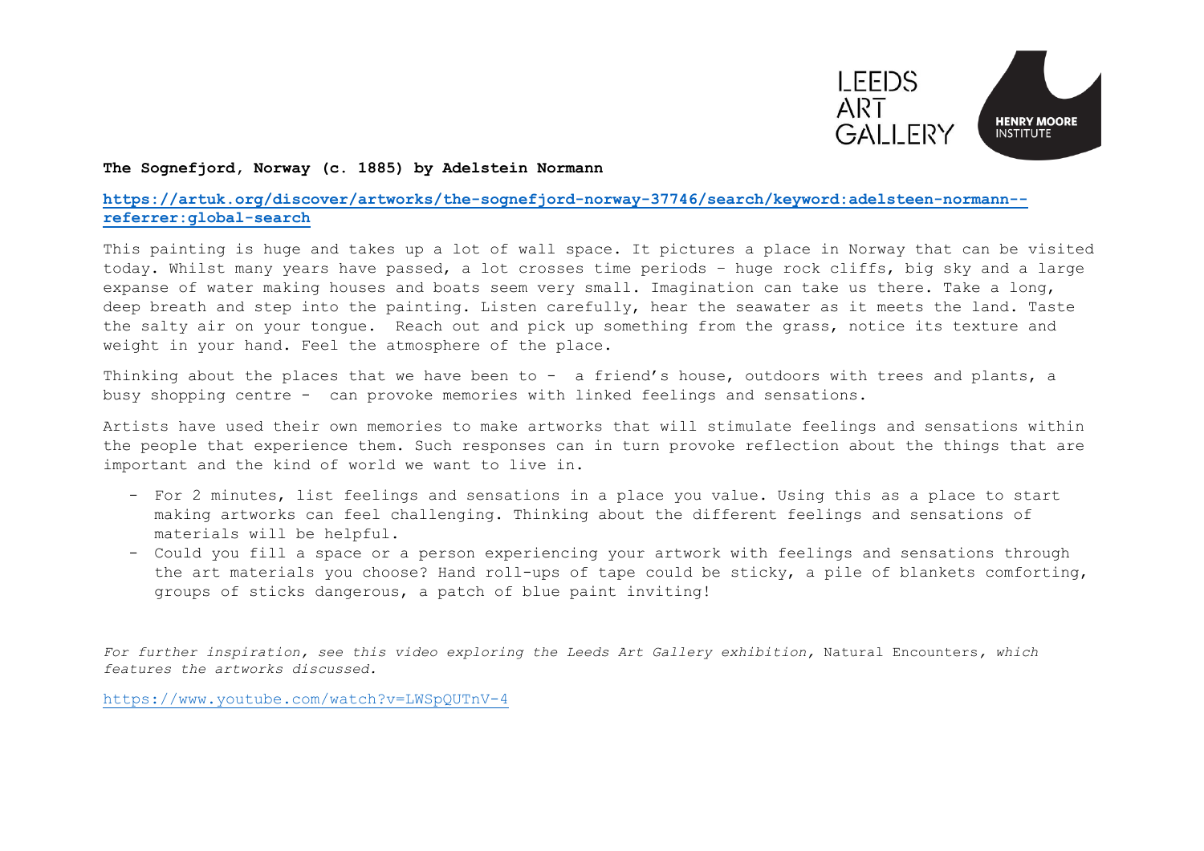**The Sognefjord, Norway (c. 1885) by Adelstein Normann**

**https://artuk.org/discover/artworks/the-sognefjord-norway-37746/search/keyword:adelsteen-normann--referrer:global-search**

This painting is huge and takes up a lot of wall space. It pictures a place in Norway that can be visited today. Whilst many years have passed, a lot crosses time periods – huge rock cliffs, big sky and a large expanse of water making houses and boats seem very small. Imagination can take us there. Take a long, deep breath and step into the painting. Listen carefully, hear the seawater as it meets the land. Taste the salty air on your tongue. Reach out and pick up something from the grass, notice its texture and weight in your hand. Feel the atmosphere of the place.

Thinking about the places that we have been to - a friend's house, outdoors with trees and plants, a busy shopping centre - can provoke memories with linked feelings and sensations.

Artists have used their own memories to make artworks that will stimulate feelings and sensations within the people that experience them. Such responses can in turn provoke reflection about the things that are important and the kind of world we want to live in.

- For 2 minutes, list feelings and sensations in a place you value. Using this as a place to start making artworks can feel challenging. Thinking about the different feelings and sensations of materials will be helpful.
- Could you fill a space or a person experiencing your artwork with feelings and sensations through the art materials you choose? Hand roll-ups of tape could be sticky, a pile of blankets comforting, groups of sticks dangerous, a patch of blue paint inviting!

*For further inspiration, see this video exploring the Leeds Art Gallery exhibition,* Natural Encounters*, which features the artworks discussed.*

https://www.youtube.com/watch?v=LWSpQUTnV-4